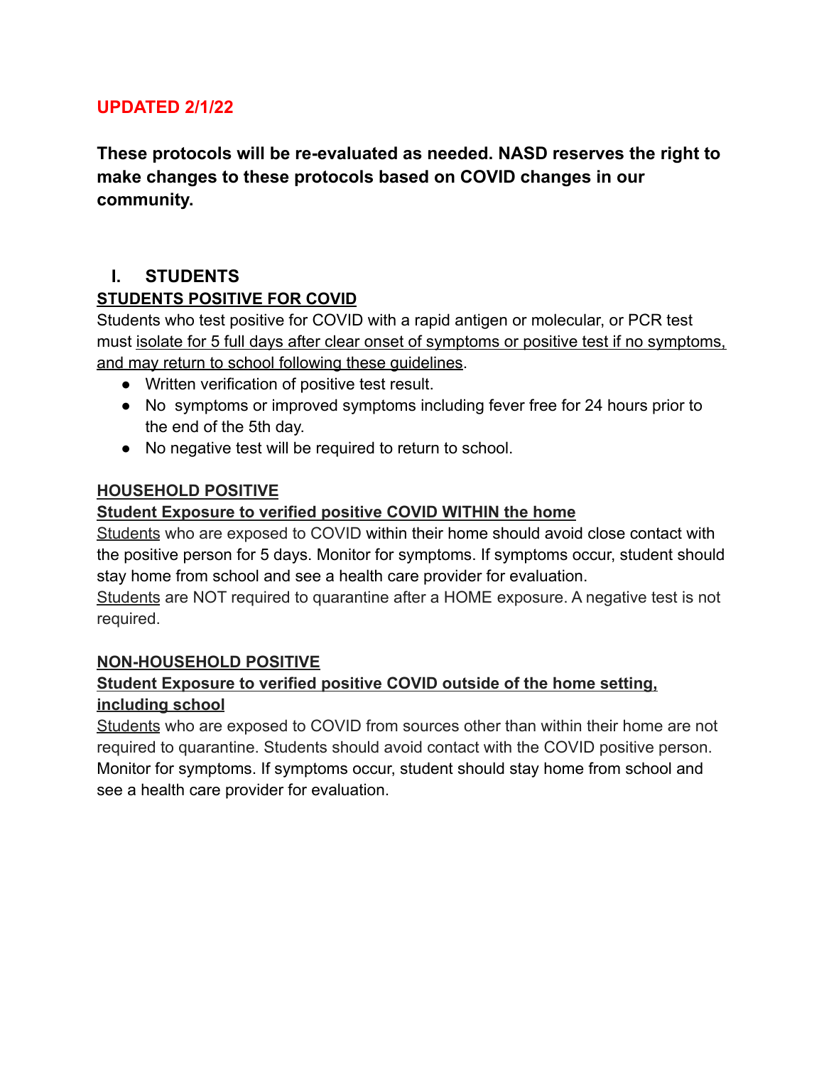**UPDATED 2/1/22**

**These protocols will be re-evaluated as needed. NASD reserves the right to make changes to these protocols based on COVID changes in our community.**

## I. STUDENTS

### STUDENTS POSITIVE FOR COVID

Students who test positive for COVID with a rapid antigen or molecular, or PCR test must isolate for 5 full days after clear onset of symptoms or positive test if no symptoms, and may return to school following these guidelines.

- Written verification of positive test result.
- No symptoms or improved symptoms including fever free for 24 hours prior to the end of the 5th day.
- No negative test will be required to return to school.

### HOUSEHOLD POSITIVE

**Student Exposure to verified positive COVID WITHIN the home**

Students who are exposed to COVID within their home should avoid close contact with the positive person for 5 days. Monitor for symptoms. If symptoms occur, student should stay home from school and see a health care provider for evaluation.

Students are NOT required to quarantine after a HOME exposure. A negative test is not required.

### NON-HOUSEHOLD POSITIVE

**Student Exposure to verified positive COVID outside of the home setting, including school**

Students who are exposed to COVID from sources other than within their home are not required to quarantine. Students should avoid contact with the COVID positive person. Monitor for symptoms. If symptoms occur, student should stay home from school and see a health care provider for evaluation.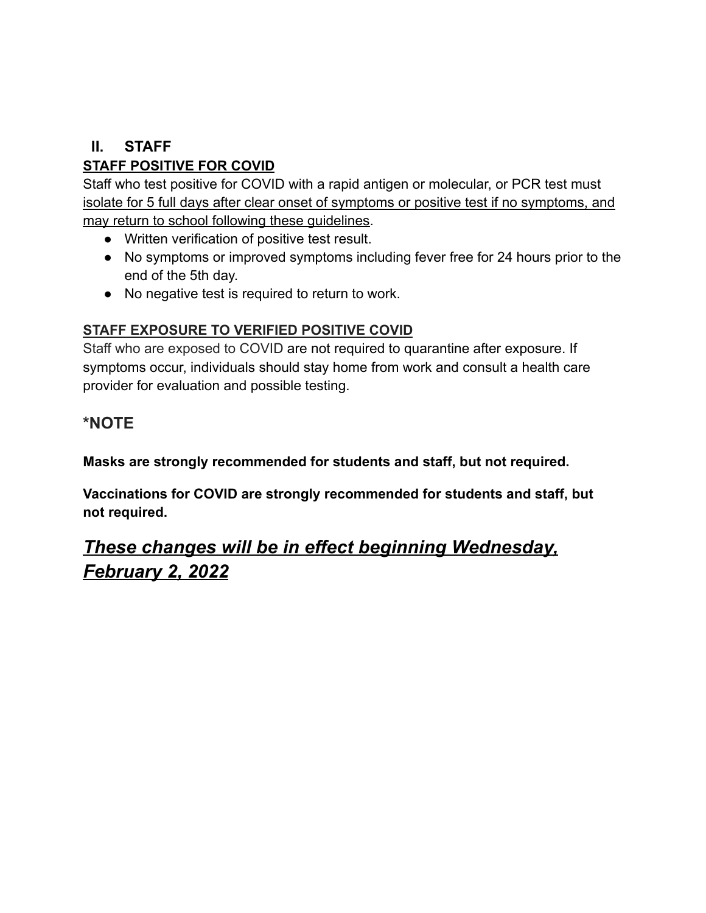## II. STAFF

**STAFF POSITIVE FOR COVID**

Staff who test positive for COVID with a rapid antigen or molecular, or PCR test must isolate for 5 full days after clear onset of symptoms or positive test if no symptoms, and may return to school following these guidelines.

- Written verification of positive test result.
- No symptoms or improved symptoms including fever free for 24 hours prior to the end of the 5th day.
- No negative test is required to return to work.

**STAFF EXPOSURE TO VERIFIED POSITIVE COVID**

Staff who are exposed to COVID are not required to quarantine after exposure. If symptoms occur, individuals should stay home from work and consult a health care provider for evaluation and possible testing.

## *NOTE

**Masks are strongly recommended for students and staff, but not required.**

**Vaccinations for COVID are strongly recommended for students and staff, but not required.**

## ***These changes will be in effect beginning Wednesday, February 2, 2022***